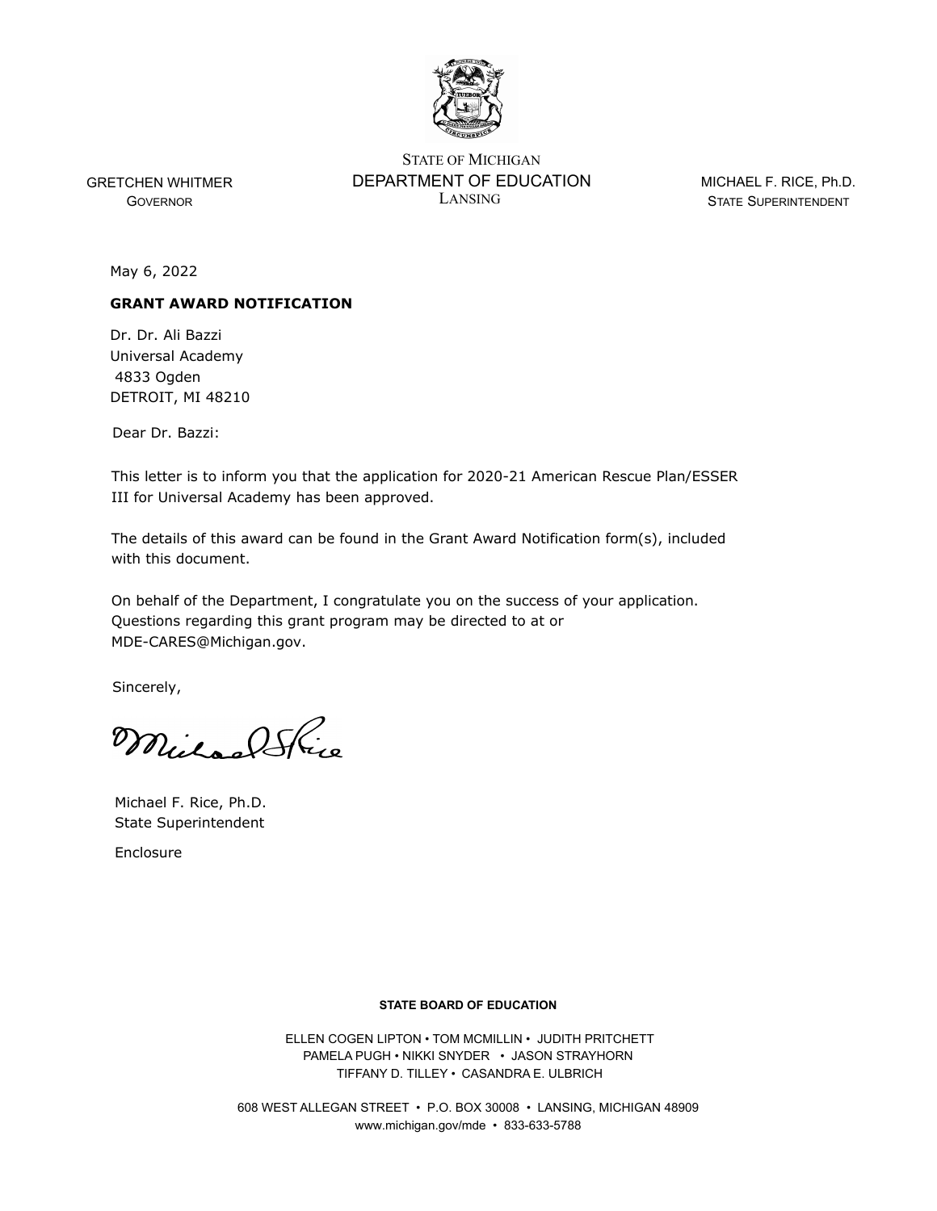STATE OF MICHIGAN
DEPARTMENT OF EDUCATION
LANSING

GRETCHEN WHITMER
GOVERNOR

MICHAEL F. RICE, Ph.D.
STATE SUPERINTENDENT

May 6, 2022

**GRANT AWARD NOTIFICATION**

Dr. Dr. Ali Bazzi
Universal Academy
4833 Ogden
DETROIT, MI 48210

Dear Dr. Bazzi:

This letter is to inform you that the application for 2020-21 American Rescue Plan/ESSER III for Universal Academy has been approved.

The details of this award can be found in the Grant Award Notification form(s), included with this document.

On behalf of the Department, I congratulate you on the success of your application. Questions regarding this grant program may be directed to at or MDE-CARES@Michigan.gov.

Sincerely,

Michael F. Rice, Ph.D.
State Superintendent

Enclosure

**STATE BOARD OF EDUCATION**

ELLEN COGEN LIPTON • TOM MCMILLIN • JUDITH PRITCHETT
PAMELA PUGH • NIKKI SNYDER • JASON STRAYHORN
TIFFANY D. TILLEY • CASANDRA E. ULBRICH

608 WEST ALLEGAN STREET • P.O. BOX 30008 • LANSING, MICHIGAN 48909
www.michigan.gov/mde • 833-633-5788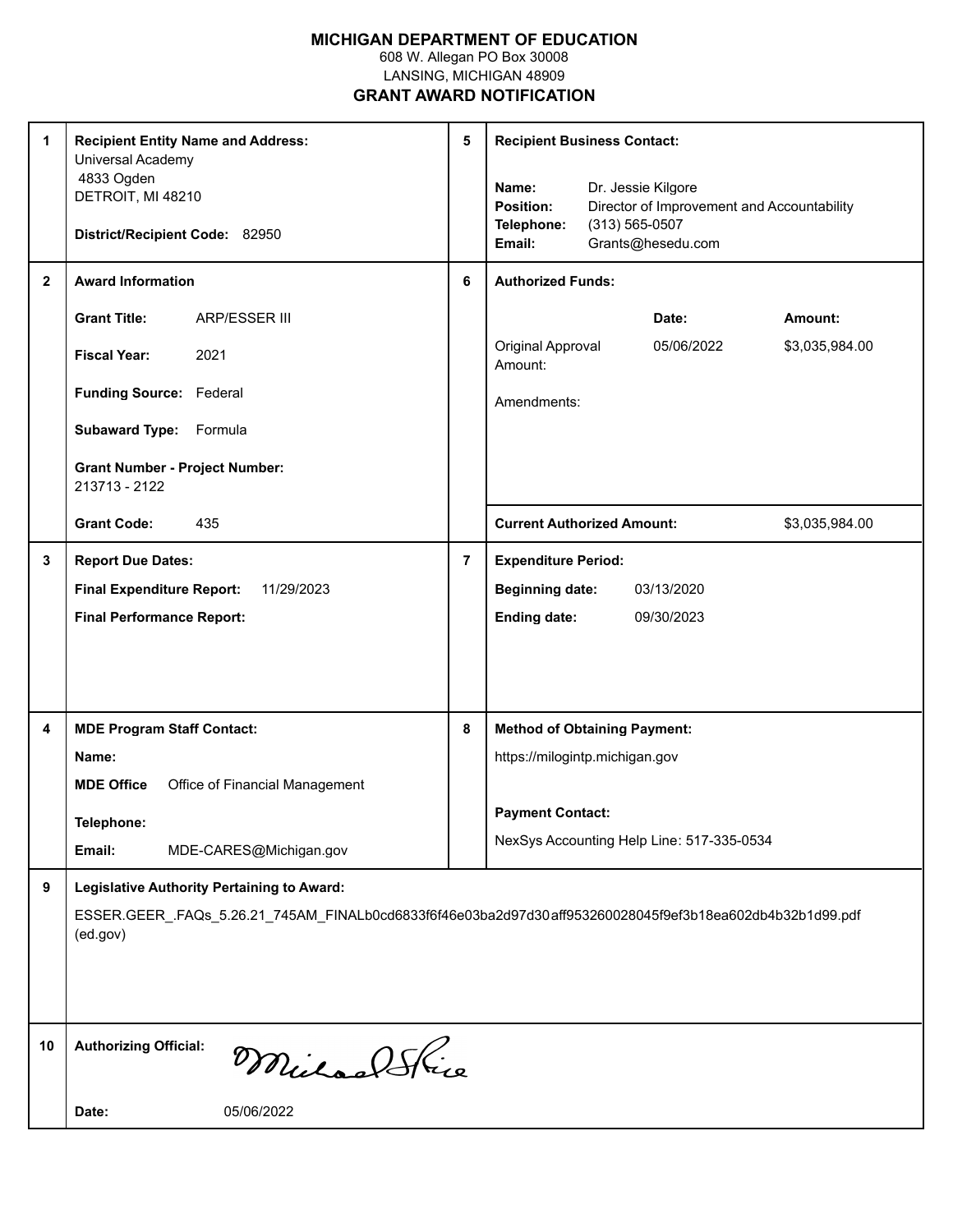**MICHIGAN DEPARTMENT OF EDUCATION**
608 W. Allegan PO Box 30008
LANSING, MICHIGAN 48909

# GRANT AWARD NOTIFICATION

| # | | # | |
|---|---|---|---|
| 1 | **Recipient Entity Name and Address:**<br>Universal Academy<br>4833 Ogden<br>DETROIT, MI 48210<br><br>**District/Recipient Code:** 82950 | 5 | **Recipient Business Contact:**<br><br>**Name:** Dr. Jessie Kilgore<br>**Position:** Director of Improvement and Accountability<br>**Telephone:** (313) 565-0507<br>**Email:** Grants@hesedu.com |
| 2 | **Award Information**<br><br>**Grant Title:** ARP/ESSER III<br><br>**Fiscal Year:** 2021<br><br>**Funding Source:** Federal<br><br>**Subaward Type:** Formula<br><br>**Grant Number - Project Number:**<br>213713 - 2122<br><br>**Grant Code:** 435 | 6 | **Authorized Funds:**<br><br>**Date:** / **Amount:**<br>Original Approval Amount: 05/06/2022 $3,035,984.00<br><br>Amendments:<br><br>**Current Authorized Amount:** $3,035,984.00 |
| 3 | **Report Due Dates:**<br>**Final Expenditure Report:** 11/29/2023<br>**Final Performance Report:** | 7 | **Expenditure Period:**<br>**Beginning date:** 03/13/2020<br>**Ending date:** 09/30/2023 |
| 4 | **MDE Program Staff Contact:**<br>**Name:**<br>**MDE Office** Office of Financial Management<br>**Telephone:**<br>**Email:** MDE-CARES@Michigan.gov | 8 | **Method of Obtaining Payment:**<br>https://milogintp.michigan.gov<br><br>**Payment Contact:**<br>NexSys Accounting Help Line: 517-335-0534 |
| 9 | **Legislative Authority Pertaining to Award:**<br>ESSER.GEER_.FAQs_5.26.21_745AM_FINALb0cd6833f6f46e03ba2d97d30aff953260028045f9ef3b18ea602db4b32b1d99.pdf (ed.gov) | | |
| 10 | **Authorizing Official:** Michael F. Rice<br><br>**Date:** 05/06/2022 | | |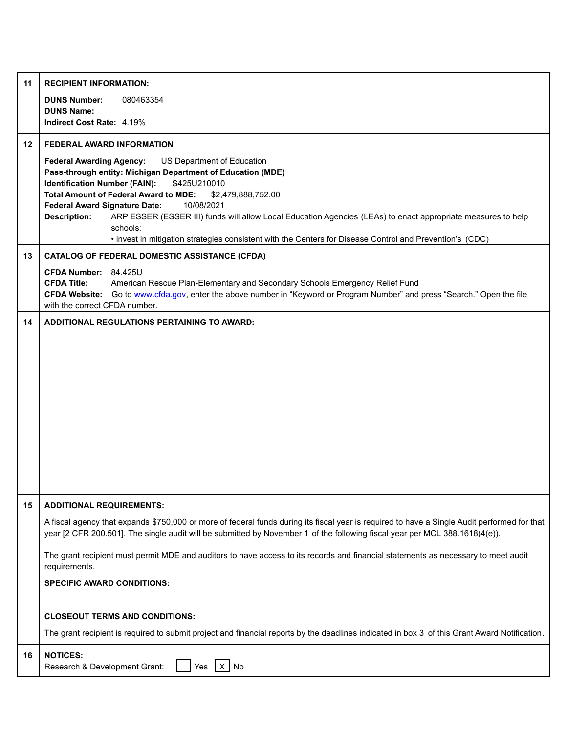| | |
|---|---|
| 11 | **RECIPIENT INFORMATION:**<br><br>**DUNS Number:** 080463354<br>**DUNS Name:**<br>**Indirect Cost Rate:** 4.19% |
| 12 | **FEDERAL AWARD INFORMATION**<br><br>**Federal Awarding Agency:** US Department of Education<br>**Pass-through entity: Michigan Department of Education (MDE)**<br>**Identification Number (FAIN):** S425U210010<br>**Total Amount of Federal Award to MDE:** $2,479,888,752.00<br>**Federal Award Signature Date:** 10/08/2021<br>**Description:** ARP ESSER (ESSER III) funds will allow Local Education Agencies (LEAs) to enact appropriate measures to help schools:<br>• invest in mitigation strategies consistent with the Centers for Disease Control and Prevention's (CDC) |
| 13 | **CATALOG OF FEDERAL DOMESTIC ASSISTANCE (CFDA)**<br><br>**CFDA Number:** 84.425U<br>**CFDA Title:** American Rescue Plan-Elementary and Secondary Schools Emergency Relief Fund<br>**CFDA Website:** Go to www.cfda.gov, enter the above number in "Keyword or Program Number" and press "Search." Open the file with the correct CFDA number. |
| 14 | **ADDITIONAL REGULATIONS PERTAINING TO AWARD:** |
| 15 | **ADDITIONAL REQUIREMENTS:**<br><br>A fiscal agency that expands $750,000 or more of federal funds during its fiscal year is required to have a Single Audit performed for that year [2 CFR 200.501]. The single audit will be submitted by November 1 of the following fiscal year per MCL 388.1618(4(e)).<br><br>The grant recipient must permit MDE and auditors to have access to its records and financial statements as necessary to meet audit requirements.<br><br>**SPECIFIC AWARD CONDITIONS:**<br><br>**CLOSEOUT TERMS AND CONDITIONS:**<br><br>The grant recipient is required to submit project and financial reports by the deadlines indicated in box 3 of this Grant Award Notification. |
| 16 | **NOTICES:**<br>Research & Development Grant: [ ] Yes [X] No |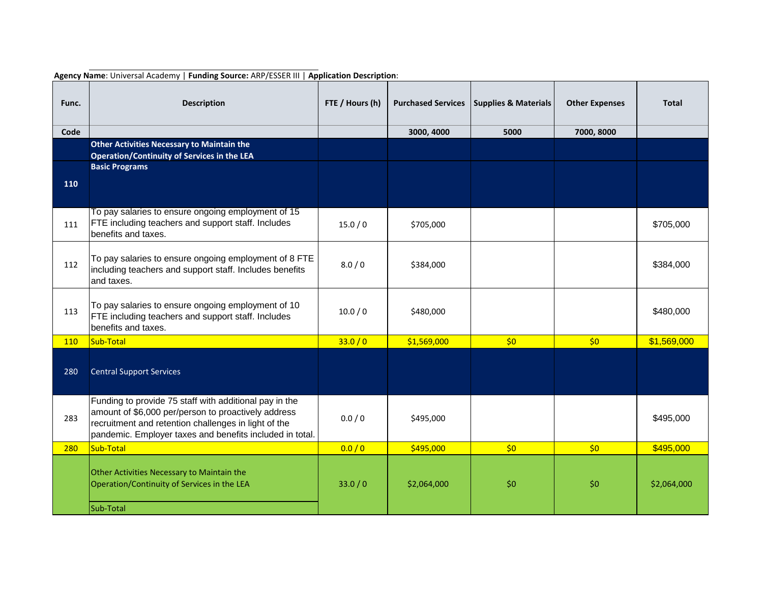**Agency Name**: Universal Academy | **Funding Source:** ARP/ESSER III | **Application Description**:

| Func. | Description | FTE / Hours (h) | Purchased Services | Supplies & Materials | Other Expenses | Total |
|---|---|---|---|---|---|---|
| Code | | | 3000, 4000 | 5000 | 7000, 8000 | |
| | **Other Activities Necessary to Maintain the Operation/Continuity of Services in the LEA** | | | | | |
| 110 | **Basic Programs** | | | | | |
| 111 | To pay salaries to ensure ongoing employment of 15 FTE including teachers and support staff. Includes benefits and taxes. | 15.0 / 0 | $705,000 | | | $705,000 |
| 112 | To pay salaries to ensure ongoing employment of 8 FTE including teachers and support staff. Includes benefits and taxes. | 8.0 / 0 | $384,000 | | | $384,000 |
| 113 | To pay salaries to ensure ongoing employment of 10 FTE including teachers and support staff. Includes benefits and taxes. | 10.0 / 0 | $480,000 | | | $480,000 |
| 110 | Sub-Total | 33.0 / 0 | $1,569,000 | $0 | $0 | $1,569,000 |
| 280 | Central Support Services | | | | | |
| 283 | Funding to provide 75 staff with additional pay in the amount of $6,000 per/person to proactively address recruitment and retention challenges in light of the pandemic. Employer taxes and benefits included in total. | 0.0 / 0 | $495,000 | | | $495,000 |
| 280 | Sub-Total | 0.0 / 0 | $495,000 | $0 | $0 | $495,000 |
| | Other Activities Necessary to Maintain the Operation/Continuity of Services in the LEA Sub-Total | 33.0 / 0 | $2,064,000 | $0 | $0 | $2,064,000 |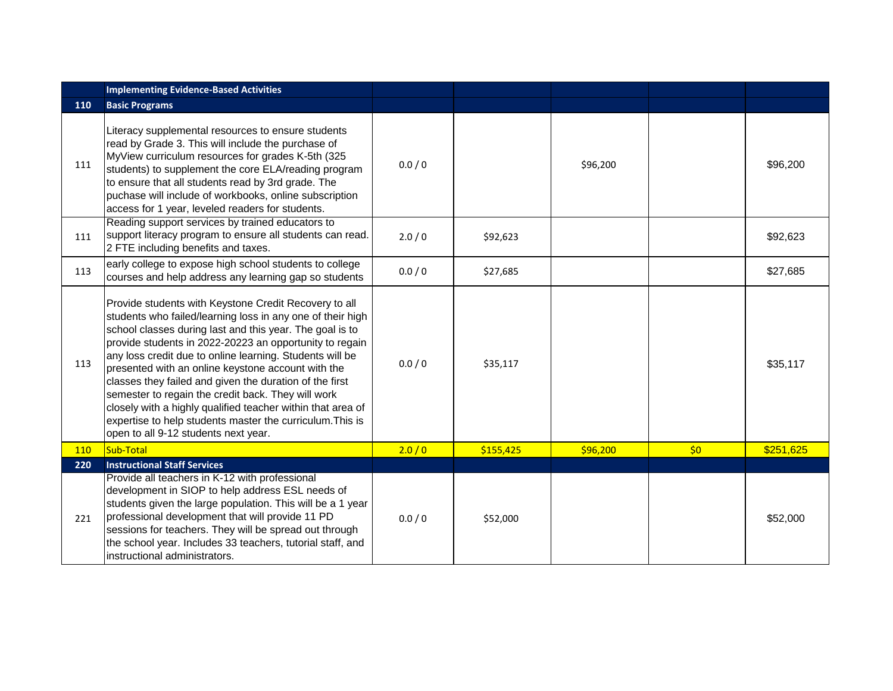| | | | | | | |
|---|---|---|---|---|---|---|
| | **Implementing Evidence-Based Activities** | | | | | |
| **110** | **Basic Programs** | | | | | |
| 111 | Literacy supplemental resources to ensure students read by Grade 3. This will include the purchase of MyView curriculum resources for grades K-5th (325 students) to supplement the core ELA/reading program to ensure that all students read by 3rd grade. The puchase will include of workbooks, online subscription access for 1 year, leveled readers for students. | 0.0 / 0 | | $96,200 | | $96,200 |
| 111 | Reading support services by trained educators to support literacy program to ensure all students can read. 2 FTE including benefits and taxes. | 2.0 / 0 | $92,623 | | | $92,623 |
| 113 | early college to expose high school students to college courses and help address any learning gap so students | 0.0 / 0 | $27,685 | | | $27,685 |
| 113 | Provide students with Keystone Credit Recovery to all students who failed/learning loss in any one of their high school classes during last and this year. The goal is to provide students in 2022-20223 an opportunity to regain any loss credit due to online learning. Students will be presented with an online keystone account with the classes they failed and given the duration of the first semester to regain the credit back. They will work closely with a highly qualified teacher within that area of expertise to help students master the curriculum.This is open to all 9-12 students next year. | 0.0 / 0 | $35,117 | | | $35,117 |
| 110 | Sub-Total | 2.0 / 0 | $155,425 | $96,200 | $0 | $251,625 |
| **220** | **Instructional Staff Services** | | | | | |
| 221 | Provide all teachers in K-12 with professional development in SIOP to help address ESL needs of students given the large population. This will be a 1 year professional development that will provide 11 PD sessions for teachers. They will be spread out through the school year. Includes 33 teachers, tutorial staff, and instructional administrators. | 0.0 / 0 | $52,000 | | | $52,000 |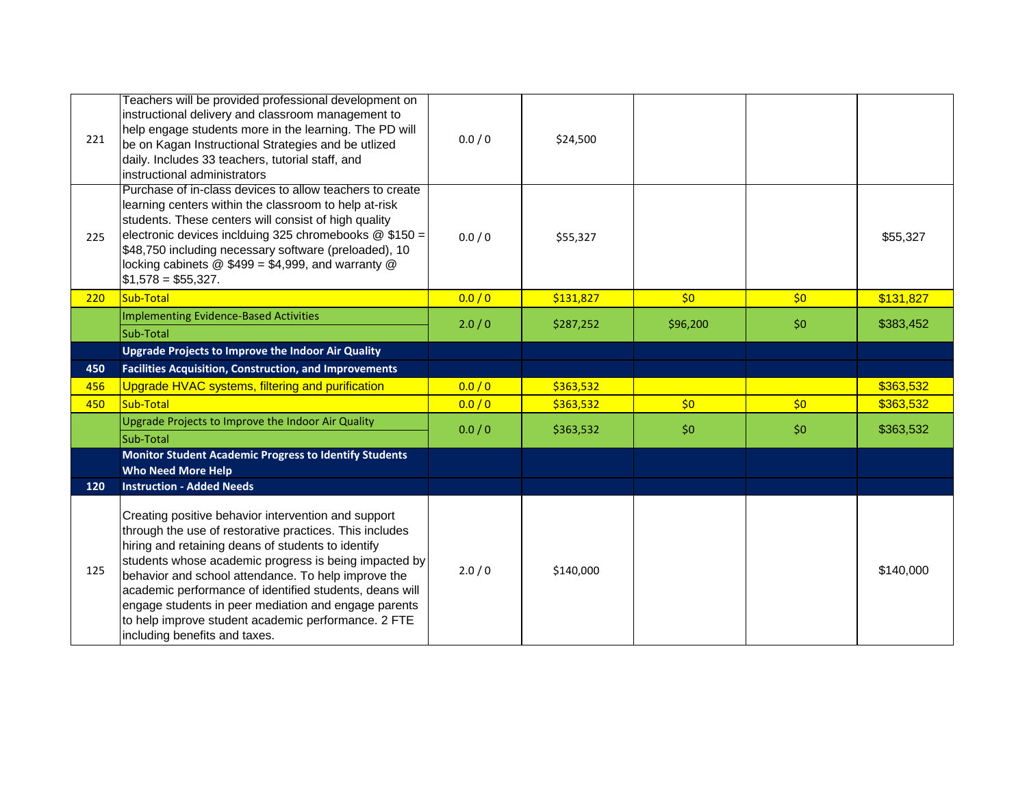| | | | | | | |
|---|---|---|---|---|---|---|
| 221 | Teachers will be provided professional development on instructional delivery and classroom management to help engage students more in the learning. The PD will be on Kagan Instructional Strategies and be utlized daily. Includes 33 teachers, tutorial staff, and instructional administrators | 0.0 / 0 | $24,500 | | | |
| 225 | Purchase of in-class devices to allow teachers to create learning centers within the classroom to help at-risk students. These centers will consist of high quality electronic devices inclduing 325 chromebooks @ $150 = $48,750 including necessary software (preloaded), 10 locking cabinets @ $499 = $4,999, and warranty @ $1,578 = $55,327. | 0.0 / 0 | $55,327 | | | $55,327 |
| 220 | Sub-Total | 0.0 / 0 | $131,827 | $0 | $0 | $131,827 |
| | Implementing Evidence-Based Activities Sub-Total | 2.0 / 0 | $287,252 | $96,200 | $0 | $383,452 |
| | **Upgrade Projects to Improve the Indoor Air Quality** | | | | | |
| **450** | **Facilities Acquisition, Construction, and Improvements** | | | | | |
| 456 | Upgrade HVAC systems, filtering and purification | 0.0 / 0 | $363,532 | | | $363,532 |
| 450 | Sub-Total | 0.0 / 0 | $363,532 | $0 | $0 | $363,532 |
| | Upgrade Projects to Improve the Indoor Air Quality Sub-Total | 0.0 / 0 | $363,532 | $0 | $0 | $363,532 |
| | **Monitor Student Academic Progress to Identify Students Who Need More Help** | | | | | |
| **120** | **Instruction - Added Needs** | | | | | |
| 125 | Creating positive behavior intervention and support through the use of restorative practices. This includes hiring and retaining deans of students to identify students whose academic progress is being impacted by behavior and school attendance. To help improve the academic performance of identified students, deans will engage students in peer mediation and engage parents to help improve student academic performance. 2 FTE including benefits and taxes. | 2.0 / 0 | $140,000 | | | $140,000 |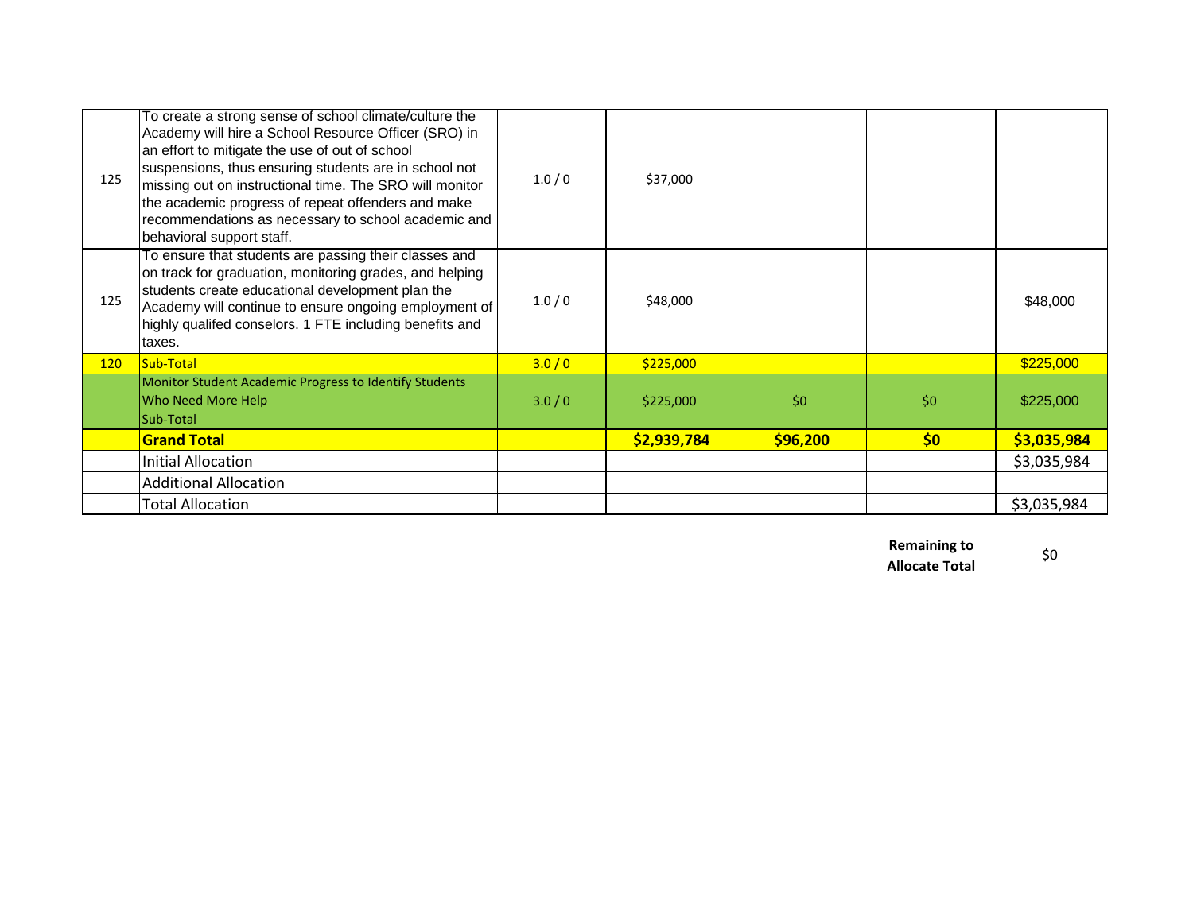| | | | | | | |
|---|---|---|---|---|---|---|
| 125 | To create a strong sense of school climate/culture the Academy will hire a School Resource Officer (SRO) in an effort to mitigate the use of out of school suspensions, thus ensuring students are in school not missing out on instructional time. The SRO will monitor the academic progress of repeat offenders and make recommendations as necessary to school academic and behavioral support staff. | 1.0 / 0 | $37,000 | | | |
| 125 | To ensure that students are passing their classes and on track for graduation, monitoring grades, and helping students create educational development plan the Academy will continue to ensure ongoing employment of highly qualifed conselors. 1 FTE including benefits and taxes. | 1.0 / 0 | $48,000 | | | $48,000 |
| 120 | Sub-Total | 3.0 / 0 | $225,000 | | | $225,000 |
| | Monitor Student Academic Progress to Identify Students Who Need More Help Sub-Total | 3.0 / 0 | $225,000 | $0 | $0 | $225,000 |
| | **Grand Total** | | **$2,939,784** | **$96,200** | **$0** | **$3,035,984** |
| | Initial Allocation | | | | | $3,035,984 |
| | Additional Allocation | | | | | |
| | Total Allocation | | | | | $3,035,984 |

**Remaining to Allocate Total** $0